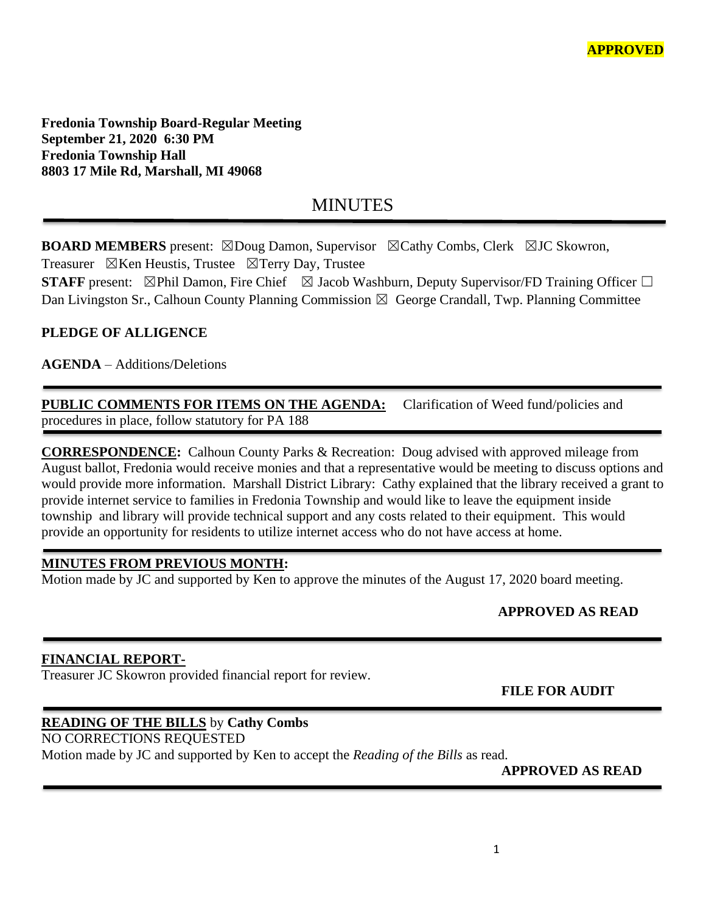**APPROVED**

**Fredonia Township Board-Regular Meeting**
**September 21, 2020 6:30 PM**
**Fredonia Township Hall**
**8803 17 Mile Rd, Marshall, MI 49068**

# MINUTES

**BOARD MEMBERS** present: ☒Doug Damon, Supervisor ☒Cathy Combs, Clerk ☒JC Skowron, Treasurer ☒Ken Heustis, Trustee ☒Terry Day, Trustee
**STAFF** present: ☒Phil Damon, Fire Chief ☒ Jacob Washburn, Deputy Supervisor/FD Training Officer ☐ Dan Livingston Sr., Calhoun County Planning Commission ☒ George Crandall, Twp. Planning Committee

**PLEDGE OF ALLIGENCE**

**AGENDA** – Additions/Deletions

**PUBLIC COMMENTS FOR ITEMS ON THE AGENDA:** Clarification of Weed fund/policies and procedures in place, follow statutory for PA 188

**CORRESPONDENCE:** Calhoun County Parks & Recreation: Doug advised with approved mileage from August ballot, Fredonia would receive monies and that a representative would be meeting to discuss options and would provide more information. Marshall District Library: Cathy explained that the library received a grant to provide internet service to families in Fredonia Township and would like to leave the equipment inside township and library will provide technical support and any costs related to their equipment. This would provide an opportunity for residents to utilize internet access who do not have access at home.

**MINUTES FROM PREVIOUS MONTH:**
Motion made by JC and supported by Ken to approve the minutes of the August 17, 2020 board meeting.

**APPROVED AS READ**

**FINANCIAL REPORT-**
Treasurer JC Skowron provided financial report for review.

**FILE FOR AUDIT**

**READING OF THE BILLS** by **Cathy Combs**
NO CORRECTIONS REQUESTED
Motion made by JC and supported by Ken to accept the *Reading of the Bills* as read.

**APPROVED AS READ**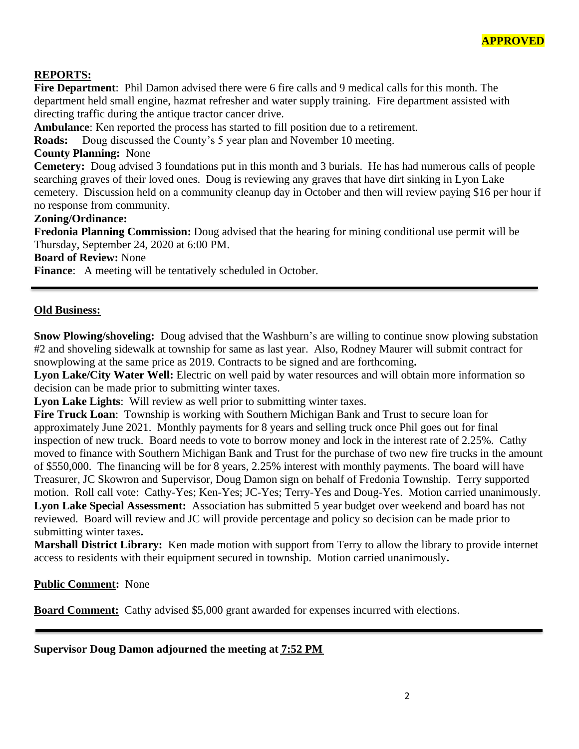**APPROVED**

## REPORTS:

**Fire Department**: Phil Damon advised there were 6 fire calls and 9 medical calls for this month. The department held small engine, hazmat refresher and water supply training. Fire department assisted with directing traffic during the antique tractor cancer drive.

**Ambulance**: Ken reported the process has started to fill position due to a retirement.

**Roads:** Doug discussed the County's 5 year plan and November 10 meeting.

**County Planning:** None

**Cemetery:** Doug advised 3 foundations put in this month and 3 burials. He has had numerous calls of people searching graves of their loved ones. Doug is reviewing any graves that have dirt sinking in Lyon Lake cemetery. Discussion held on a community cleanup day in October and then will review paying $16 per hour if no response from community.

**Zoning/Ordinance:**

**Fredonia Planning Commission:** Doug advised that the hearing for mining conditional use permit will be Thursday, September 24, 2020 at 6:00 PM.

**Board of Review:** None

**Finance**: A meeting will be tentatively scheduled in October.

---

## Old Business:

**Snow Plowing/shoveling:** Doug advised that the Washburn's are willing to continue snow plowing substation #2 and shoveling sidewalk at township for same as last year. Also, Rodney Maurer will submit contract for snowplowing at the same price as 2019. Contracts to be signed and are forthcoming**.**

**Lyon Lake/City Water Well:** Electric on well paid by water resources and will obtain more information so decision can be made prior to submitting winter taxes.

**Lyon Lake Lights**: Will review as well prior to submitting winter taxes.

**Fire Truck Loan**: Township is working with Southern Michigan Bank and Trust to secure loan for approximately June 2021. Monthly payments for 8 years and selling truck once Phil goes out for final inspection of new truck. Board needs to vote to borrow money and lock in the interest rate of 2.25%. Cathy moved to finance with Southern Michigan Bank and Trust for the purchase of two new fire trucks in the amount of $550,000. The financing will be for 8 years, 2.25% interest with monthly payments. The board will have Treasurer, JC Skowron and Supervisor, Doug Damon sign on behalf of Fredonia Township. Terry supported motion. Roll call vote: Cathy-Yes; Ken-Yes; JC-Yes; Terry-Yes and Doug-Yes. Motion carried unanimously.

**Lyon Lake Special Assessment:** Association has submitted 5 year budget over weekend and board has not reviewed. Board will review and JC will provide percentage and policy so decision can be made prior to submitting winter taxes**.**

**Marshall District Library:** Ken made motion with support from Terry to allow the library to provide internet access to residents with their equipment secured in township. Motion carried unanimously**.**

**Public Comment:** None

**Board Comment:** Cathy advised $5,000 grant awarded for expenses incurred with elections.

---

**Supervisor Doug Damon adjourned the meeting at 7:52 PM**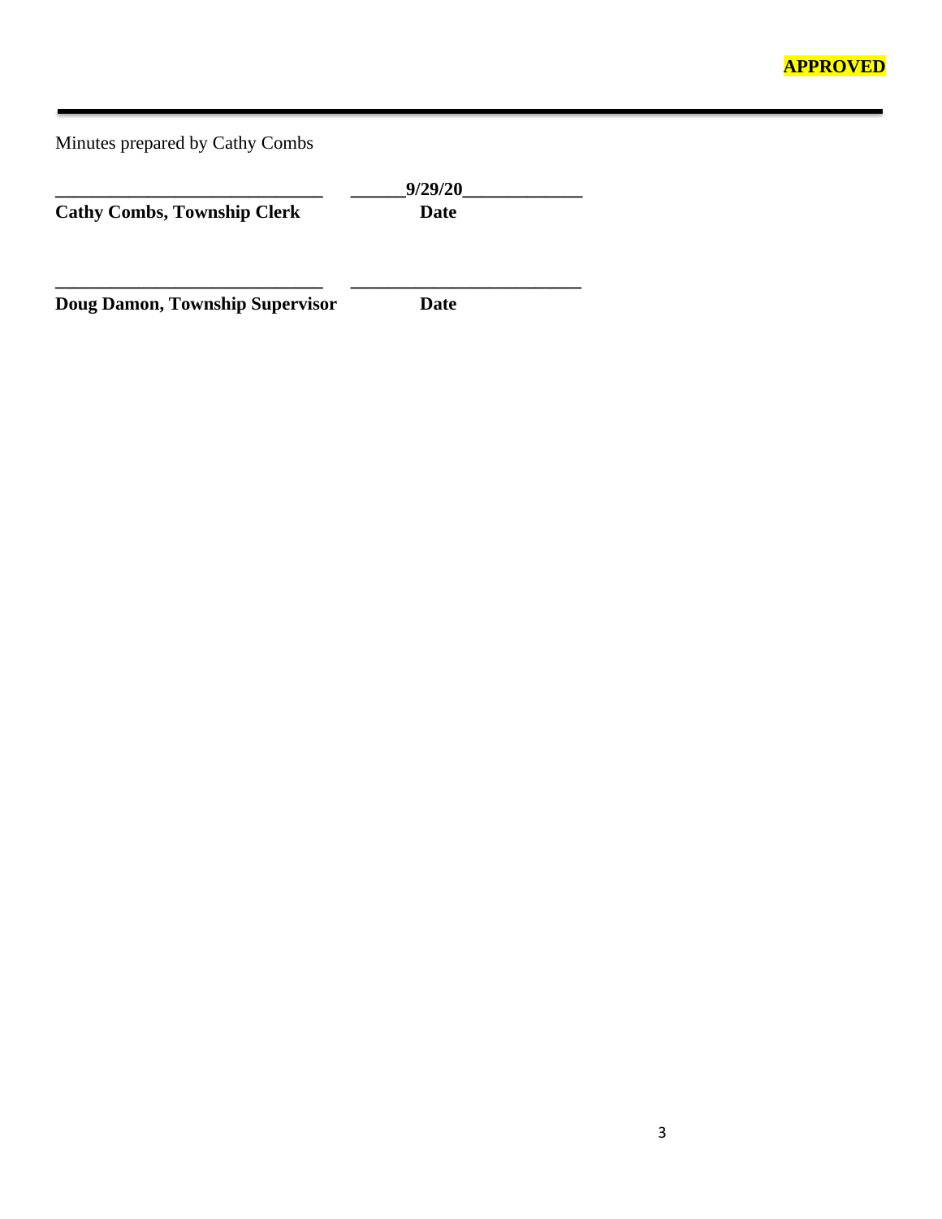**APPROVED**

---

Minutes prepared by Cathy Combs

**______________________________ ______9/29/20_____________**
**Cathy Combs, Township Clerk Date**

**______________________________ _________________________**
**Doug Damon, Township Supervisor Date**